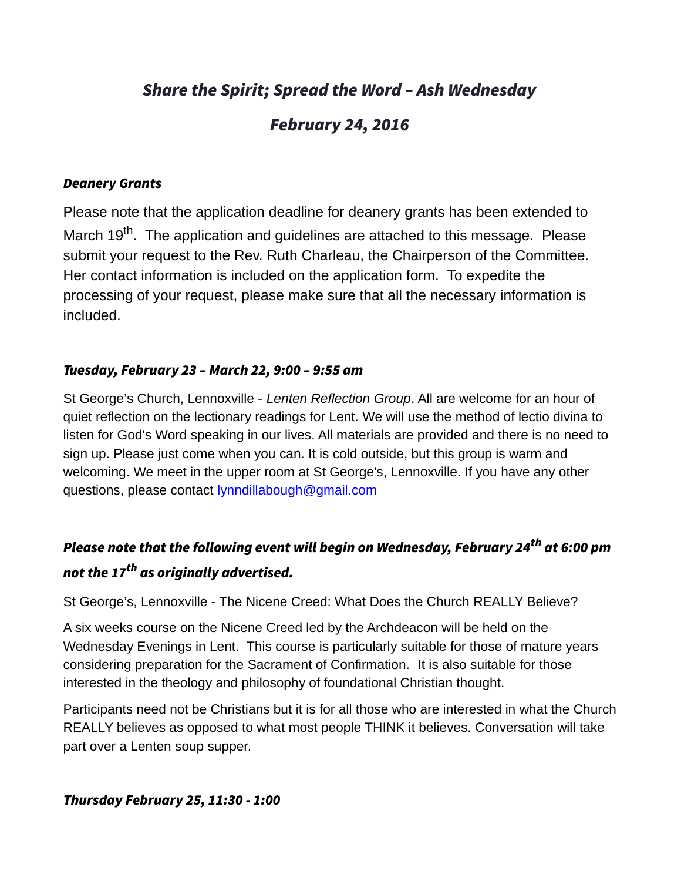# *Share the Spirit; Spread the Word – Ash Wednesday*

# *February 24, 2016*

### *Deanery Grants*

Please note that the application deadline for deanery grants has been extended to March 19th. The application and guidelines are attached to this message. Please submit your request to the Rev. Ruth Charleau, the Chairperson of the Committee. Her contact information is included on the application form. To expedite the processing of your request, please make sure that all the necessary information is included.

### *Tuesday, February 23 – March 22, 9:00 – 9:55 am*

St George's Church, Lennoxville - *Lenten Reflection Group*. All are welcome for an hour of quiet reflection on the lectionary readings for Lent. We will use the method of lectio divina to listen for God's Word speaking in our lives. All materials are provided and there is no need to sign up. Please just come when you can. It is cold outside, but this group is warm and welcoming. We meet in the upper room at St George's, Lennoxville. If you have any other questions, please contact lynndillabough@gmail.com

### *Please note that the following event will begin on Wednesday, February 24th at 6:00 pm not the 17th as originally advertised.*

St George's, Lennoxville - The Nicene Creed: What Does the Church REALLY Believe?

A six weeks course on the Nicene Creed led by the Archdeacon will be held on the Wednesday Evenings in Lent. This course is particularly suitable for those of mature years considering preparation for the Sacrament of Confirmation. It is also suitable for those interested in the theology and philosophy of foundational Christian thought.

Participants need not be Christians but it is for all those who are interested in what the Church REALLY believes as opposed to what most people THINK it believes. Conversation will take part over a Lenten soup supper.

### *Thursday February 25, 11:30 - 1:00*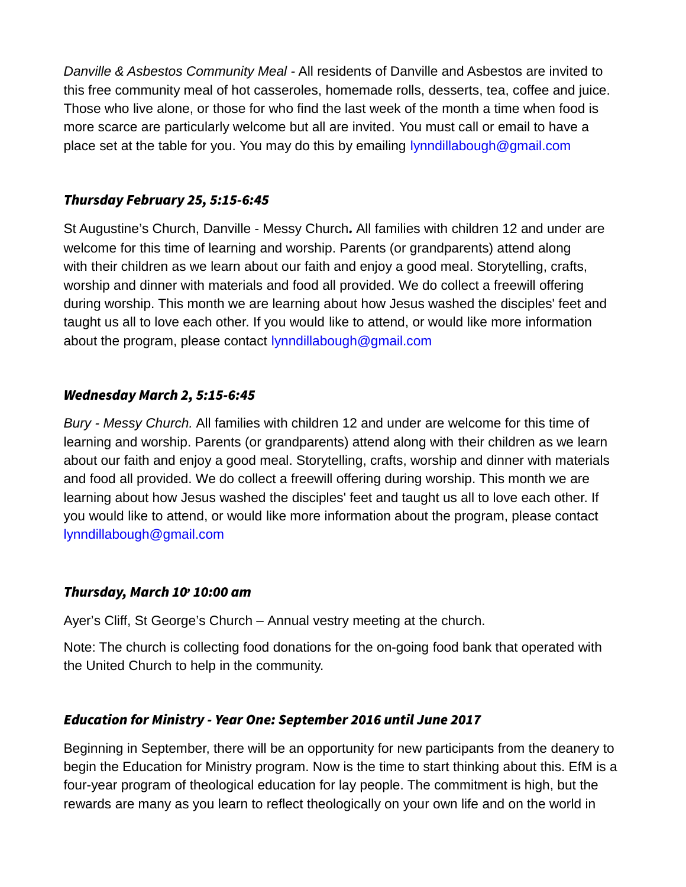*Danville & Asbestos Community Meal* - All residents of Danville and Asbestos are invited to this free community meal of hot casseroles, homemade rolls, desserts, tea, coffee and juice. Those who live alone, or those for who find the last week of the month a time when food is more scarce are particularly welcome but all are invited. You must call or email to have a place set at the table for you. You may do this by emailing lynndillabough@gmail.com

### ***Thursday February 25, 5:15-6:45***

St Augustine's Church, Danville - Messy Church**.** All families with children 12 and under are welcome for this time of learning and worship. Parents (or grandparents) attend along with their children as we learn about our faith and enjoy a good meal. Storytelling, crafts, worship and dinner with materials and food all provided. We do collect a freewill offering during worship. This month we are learning about how Jesus washed the disciples' feet and taught us all to love each other. If you would like to attend, or would like more information about the program, please contact lynndillabough@gmail.com

### ***Wednesday March 2, 5:15-6:45***

*Bury - Messy Church.* All families with children 12 and under are welcome for this time of learning and worship. Parents (or grandparents) attend along with their children as we learn about our faith and enjoy a good meal. Storytelling, crafts, worship and dinner with materials and food all provided. We do collect a freewill offering during worship. This month we are learning about how Jesus washed the disciples' feet and taught us all to love each other. If you would like to attend, or would like more information about the program, please contact lynndillabough@gmail.com

### ***Thursday, March 10, 10:00 am***

Ayer's Cliff, St George's Church – Annual vestry meeting at the church.

Note: The church is collecting food donations for the on-going food bank that operated with the United Church to help in the community.

### ***Education for Ministry - Year One: September 2016 until June 2017***

Beginning in September, there will be an opportunity for new participants from the deanery to begin the Education for Ministry program. Now is the time to start thinking about this. EfM is a four-year program of theological education for lay people. The commitment is high, but the rewards are many as you learn to reflect theologically on your own life and on the world in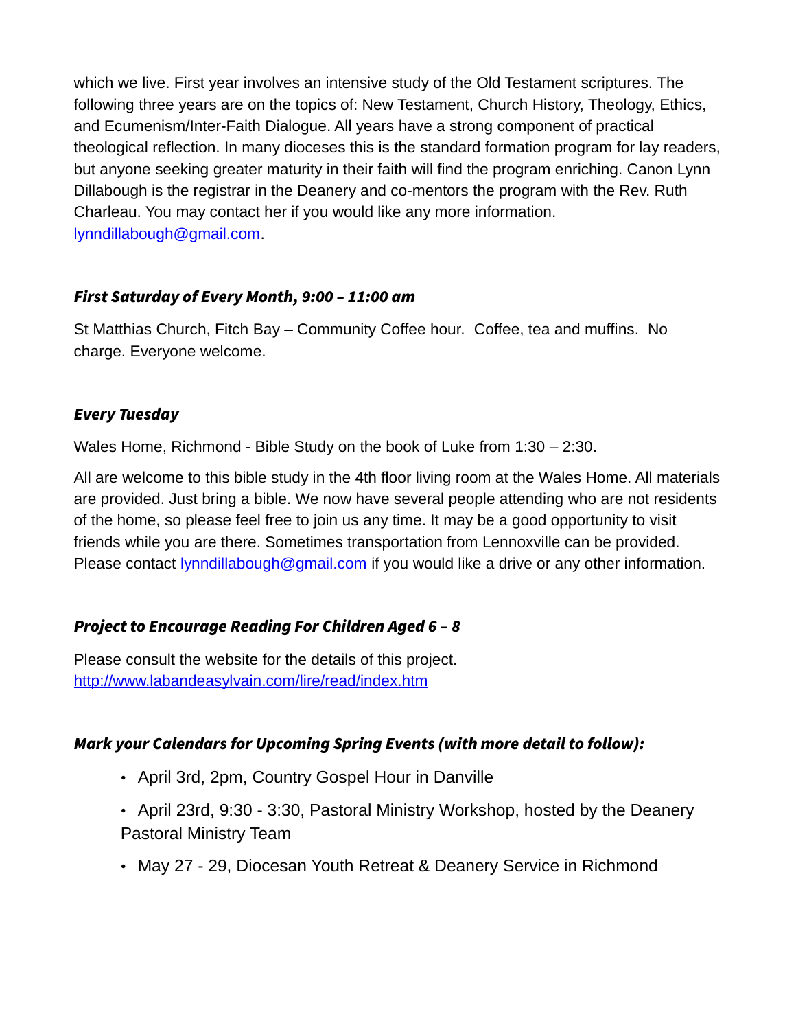which we live. First year involves an intensive study of the Old Testament scriptures. The following three years are on the topics of: New Testament, Church History, Theology, Ethics, and Ecumenism/Inter-Faith Dialogue. All years have a strong component of practical theological reflection. In many dioceses this is the standard formation program for lay readers, but anyone seeking greater maturity in their faith will find the program enriching. Canon Lynn Dillabough is the registrar in the Deanery and co-mentors the program with the Rev. Ruth Charleau. You may contact her if you would like any more information. lynndillabough@gmail.com.

### *First Saturday of Every Month, 9:00 – 11:00 am*

St Matthias Church, Fitch Bay – Community Coffee hour. Coffee, tea and muffins. No charge. Everyone welcome.

### *Every Tuesday*

Wales Home, Richmond - Bible Study on the book of Luke from 1:30 – 2:30.

All are welcome to this bible study in the 4th floor living room at the Wales Home. All materials are provided. Just bring a bible. We now have several people attending who are not residents of the home, so please feel free to join us any time. It may be a good opportunity to visit friends while you are there. Sometimes transportation from Lennoxville can be provided. Please contact lynndillabough@gmail.com if you would like a drive or any other information.

### *Project to Encourage Reading For Children Aged 6 – 8*

Please consult the website for the details of this project. http://www.labandeasylvain.com/lire/read/index.htm

### *Mark your Calendars for Upcoming Spring Events (with more detail to follow):*

- April 3rd, 2pm, Country Gospel Hour in Danville
- April 23rd, 9:30 - 3:30, Pastoral Ministry Workshop, hosted by the Deanery Pastoral Ministry Team
- May 27 - 29, Diocesan Youth Retreat & Deanery Service in Richmond